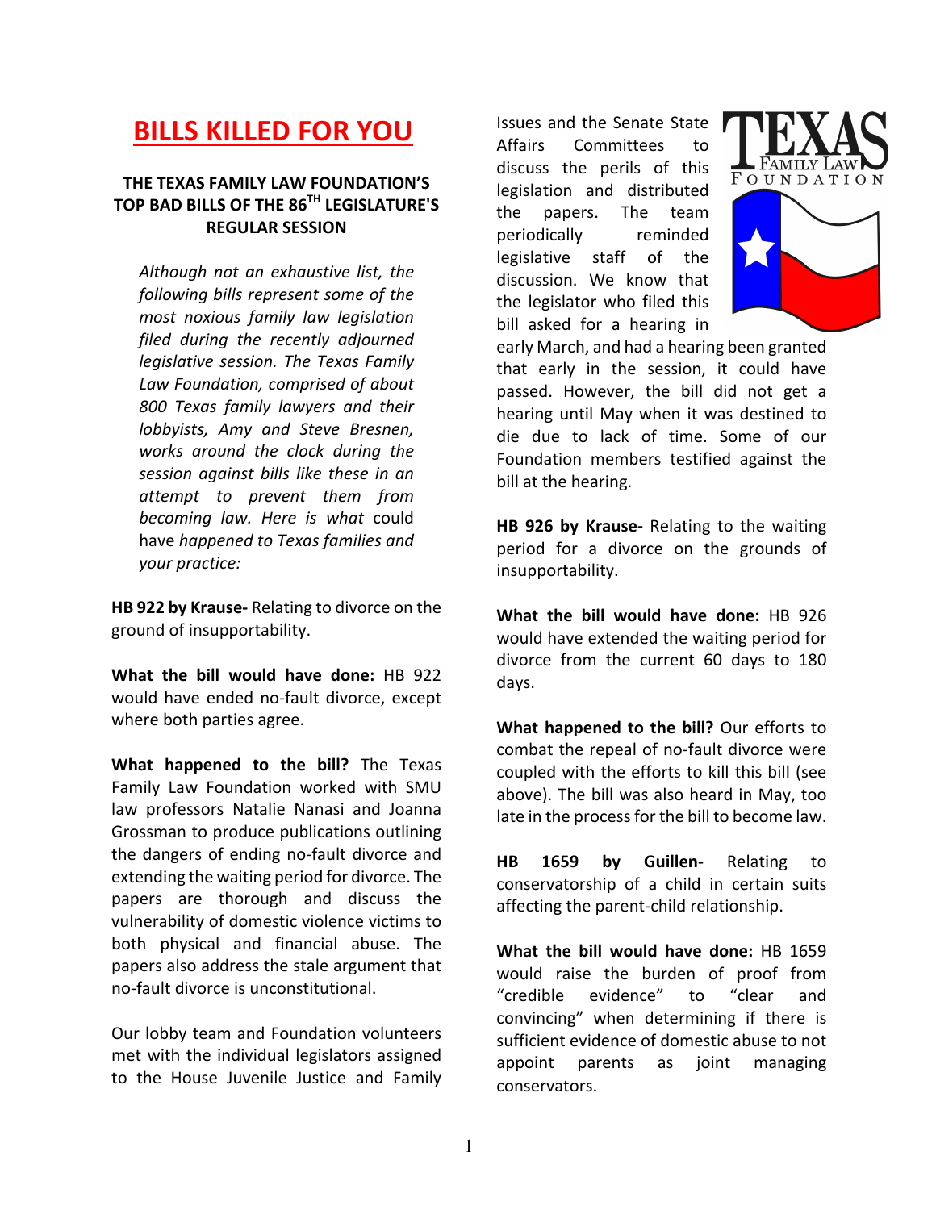# BILLS KILLED FOR YOU

### THE TEXAS FAMILY LAW FOUNDATION'S TOP BAD BILLS OF THE 86TH LEGISLATURE'S REGULAR SESSION

*Although not an exhaustive list, the following bills represent some of the most noxious family law legislation filed during the recently adjourned legislative session. The Texas Family Law Foundation, comprised of about 800 Texas family lawyers and their lobbyists, Amy and Steve Bresnen, works around the clock during the session against bills like these in an attempt to prevent them from becoming law. Here is what could have happened to Texas families and your practice:*

**HB 922 by Krause-** Relating to divorce on the ground of insupportability.

**What the bill would have done:** HB 922 would have ended no-fault divorce, except where both parties agree.

**What happened to the bill?** The Texas Family Law Foundation worked with SMU law professors Natalie Nanasi and Joanna Grossman to produce publications outlining the dangers of ending no-fault divorce and extending the waiting period for divorce. The papers are thorough and discuss the vulnerability of domestic violence victims to both physical and financial abuse. The papers also address the stale argument that no-fault divorce is unconstitutional.

Our lobby team and Foundation volunteers met with the individual legislators assigned to the House Juvenile Justice and Family Issues and the Senate State Affairs Committees to discuss the perils of this legislation and distributed the papers. The team periodically reminded legislative staff of the discussion. We know that the legislator who filed this bill asked for a hearing in early March, and had a hearing been granted that early in the session, it could have passed. However, the bill did not get a hearing until May when it was destined to die due to lack of time. Some of our Foundation members testified against the bill at the hearing.

**HB 926 by Krause-** Relating to the waiting period for a divorce on the grounds of insupportability.

**What the bill would have done:** HB 926 would have extended the waiting period for divorce from the current 60 days to 180 days.

**What happened to the bill?** Our efforts to combat the repeal of no-fault divorce were coupled with the efforts to kill this bill (see above). The bill was also heard in May, too late in the process for the bill to become law.

**HB 1659 by Guillen-** Relating to conservatorship of a child in certain suits affecting the parent-child relationship.

**What the bill would have done:** HB 1659 would raise the burden of proof from "credible evidence" to "clear and convincing" when determining if there is sufficient evidence of domestic abuse to not appoint parents as joint managing conservators.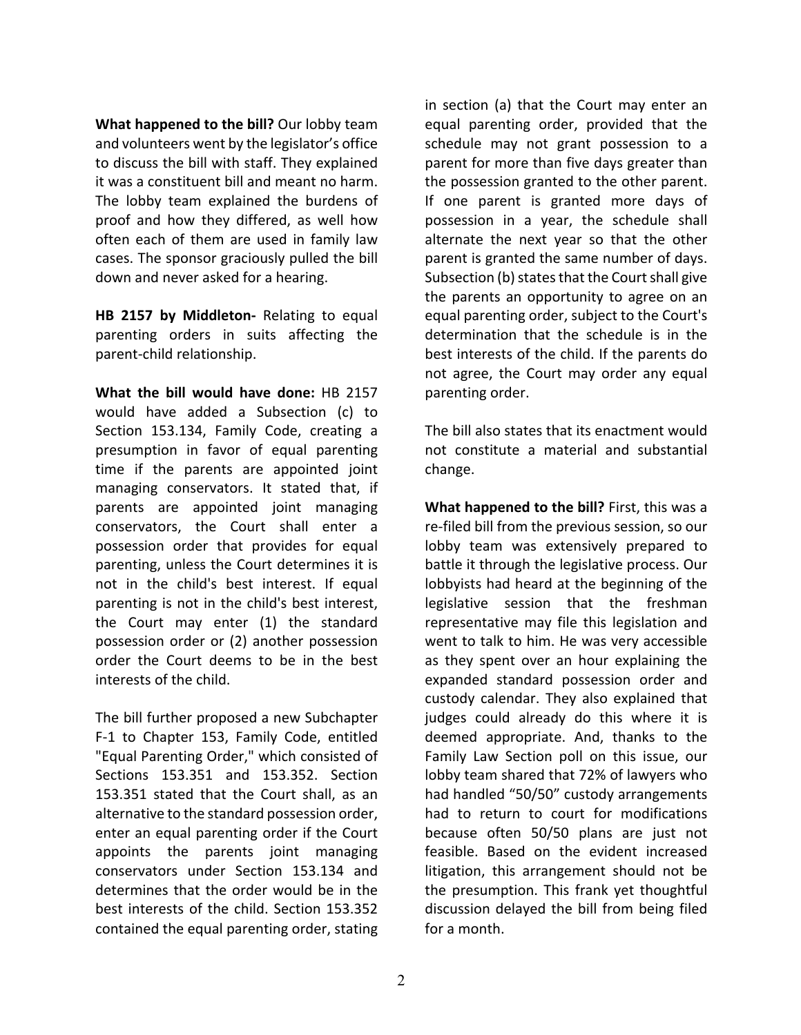**What happened to the bill?** Our lobby team and volunteers went by the legislator's office to discuss the bill with staff. They explained it was a constituent bill and meant no harm. The lobby team explained the burdens of proof and how they differed, as well how often each of them are used in family law cases. The sponsor graciously pulled the bill down and never asked for a hearing.

**HB 2157 by Middleton-** Relating to equal parenting orders in suits affecting the parent-child relationship.

**What the bill would have done:** HB 2157 would have added a Subsection (c) to Section 153.134, Family Code, creating a presumption in favor of equal parenting time if the parents are appointed joint managing conservators. It stated that, if parents are appointed joint managing conservators, the Court shall enter a possession order that provides for equal parenting, unless the Court determines it is not in the child's best interest. If equal parenting is not in the child's best interest, the Court may enter (1) the standard possession order or (2) another possession order the Court deems to be in the best interests of the child.

The bill further proposed a new Subchapter F-1 to Chapter 153, Family Code, entitled "Equal Parenting Order," which consisted of Sections 153.351 and 153.352. Section 153.351 stated that the Court shall, as an alternative to the standard possession order, enter an equal parenting order if the Court appoints the parents joint managing conservators under Section 153.134 and determines that the order would be in the best interests of the child. Section 153.352 contained the equal parenting order, stating in section (a) that the Court may enter an equal parenting order, provided that the schedule may not grant possession to a parent for more than five days greater than the possession granted to the other parent. If one parent is granted more days of possession in a year, the schedule shall alternate the next year so that the other parent is granted the same number of days. Subsection (b) states that the Court shall give the parents an opportunity to agree on an equal parenting order, subject to the Court's determination that the schedule is in the best interests of the child. If the parents do not agree, the Court may order any equal parenting order.

The bill also states that its enactment would not constitute a material and substantial change.

**What happened to the bill?** First, this was a re-filed bill from the previous session, so our lobby team was extensively prepared to battle it through the legislative process. Our lobbyists had heard at the beginning of the legislative session that the freshman representative may file this legislation and went to talk to him. He was very accessible as they spent over an hour explaining the expanded standard possession order and custody calendar. They also explained that judges could already do this where it is deemed appropriate. And, thanks to the Family Law Section poll on this issue, our lobby team shared that 72% of lawyers who had handled "50/50" custody arrangements had to return to court for modifications because often 50/50 plans are just not feasible. Based on the evident increased litigation, this arrangement should not be the presumption. This frank yet thoughtful discussion delayed the bill from being filed for a month.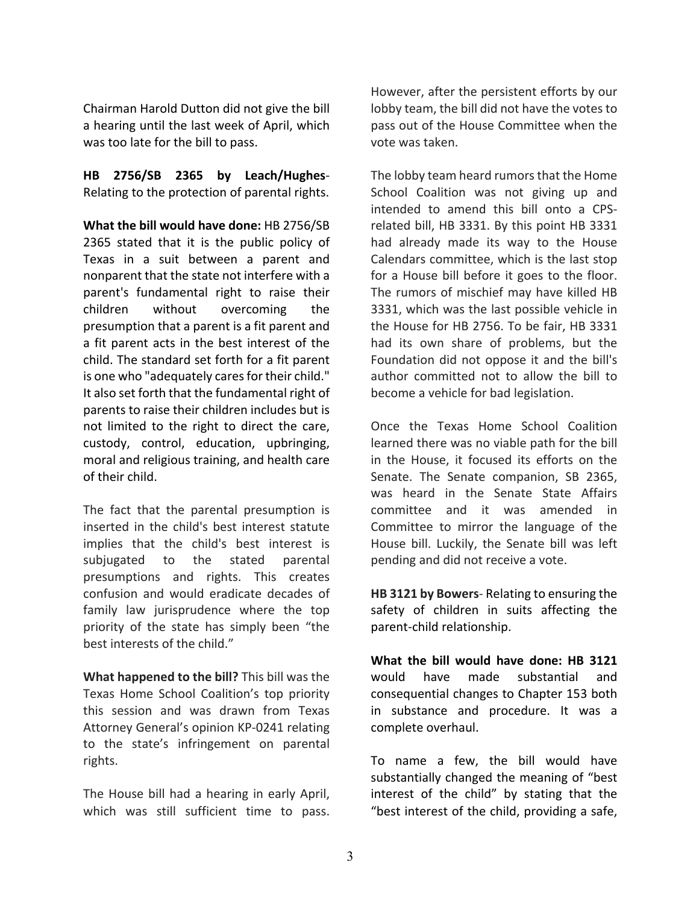Chairman Harold Dutton did not give the bill a hearing until the last week of April, which was too late for the bill to pass.

**HB 2756/SB 2365 by Leach/Hughes**- Relating to the protection of parental rights.

**What the bill would have done:** HB 2756/SB 2365 stated that it is the public policy of Texas in a suit between a parent and nonparent that the state not interfere with a parent's fundamental right to raise their children without overcoming the presumption that a parent is a fit parent and a fit parent acts in the best interest of the child. The standard set forth for a fit parent is one who "adequately cares for their child." It also set forth that the fundamental right of parents to raise their children includes but is not limited to the right to direct the care, custody, control, education, upbringing, moral and religious training, and health care of their child.

The fact that the parental presumption is inserted in the child's best interest statute implies that the child's best interest is subjugated to the stated parental presumptions and rights. This creates confusion and would eradicate decades of family law jurisprudence where the top priority of the state has simply been "the best interests of the child."

**What happened to the bill?** This bill was the Texas Home School Coalition's top priority this session and was drawn from Texas Attorney General's opinion KP-0241 relating to the state's infringement on parental rights.

The House bill had a hearing in early April, which was still sufficient time to pass. However, after the persistent efforts by our lobby team, the bill did not have the votes to pass out of the House Committee when the vote was taken.

The lobby team heard rumors that the Home School Coalition was not giving up and intended to amend this bill onto a CPS-related bill, HB 3331. By this point HB 3331 had already made its way to the House Calendars committee, which is the last stop for a House bill before it goes to the floor. The rumors of mischief may have killed HB 3331, which was the last possible vehicle in the House for HB 2756. To be fair, HB 3331 had its own share of problems, but the Foundation did not oppose it and the bill's author committed not to allow the bill to become a vehicle for bad legislation.

Once the Texas Home School Coalition learned there was no viable path for the bill in the House, it focused its efforts on the Senate. The Senate companion, SB 2365, was heard in the Senate State Affairs committee and it was amended in Committee to mirror the language of the House bill. Luckily, the Senate bill was left pending and did not receive a vote.

**HB 3121 by Bowers**- Relating to ensuring the safety of children in suits affecting the parent-child relationship.

**What the bill would have done: HB 3121** would have made substantial and consequential changes to Chapter 153 both in substance and procedure. It was a complete overhaul.

To name a few, the bill would have substantially changed the meaning of "best interest of the child" by stating that the "best interest of the child, providing a safe,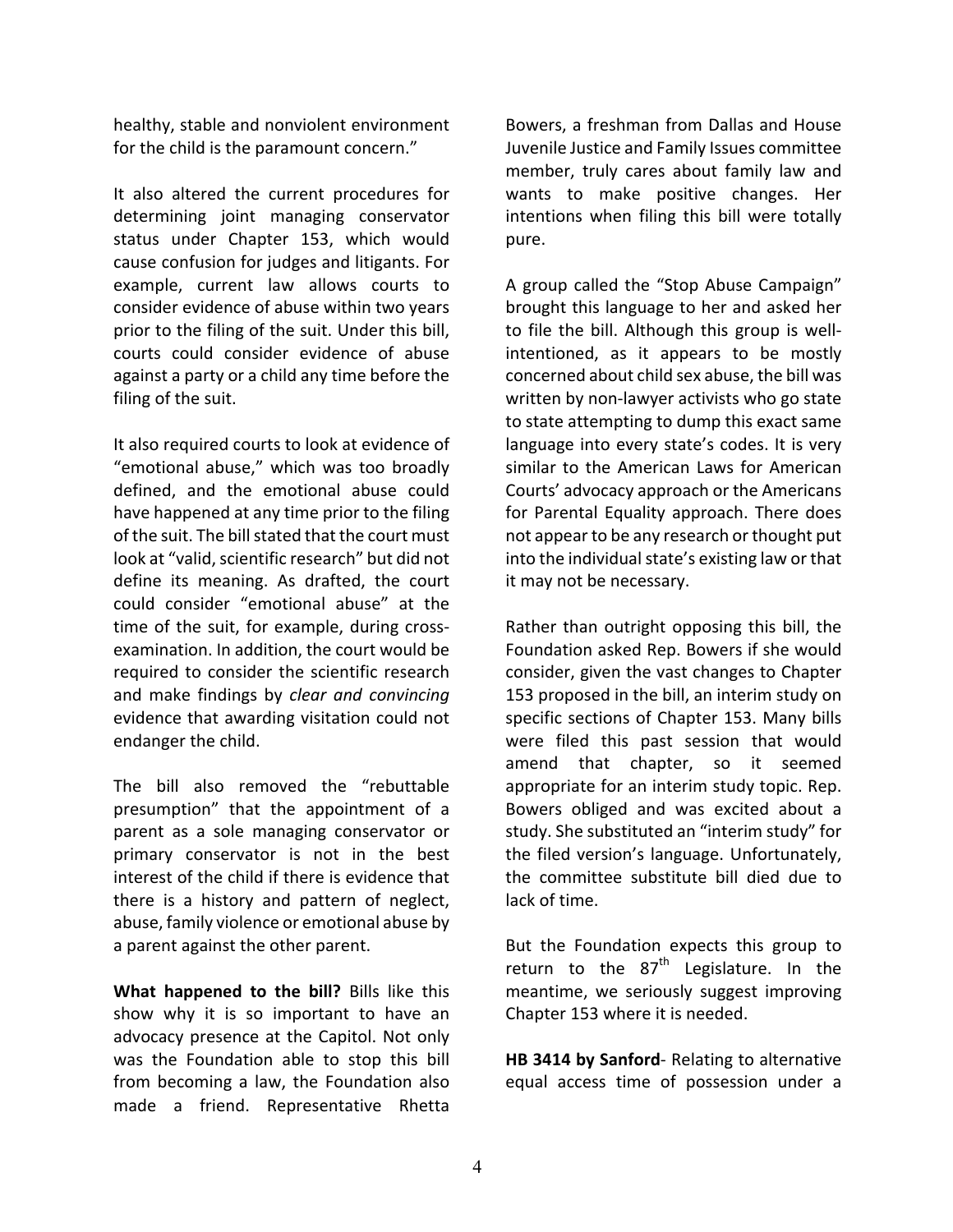healthy, stable and nonviolent environment for the child is the paramount concern."

It also altered the current procedures for determining joint managing conservator status under Chapter 153, which would cause confusion for judges and litigants. For example, current law allows courts to consider evidence of abuse within two years prior to the filing of the suit. Under this bill, courts could consider evidence of abuse against a party or a child any time before the filing of the suit.

It also required courts to look at evidence of "emotional abuse," which was too broadly defined, and the emotional abuse could have happened at any time prior to the filing of the suit. The bill stated that the court must look at "valid, scientific research" but did not define its meaning. As drafted, the court could consider "emotional abuse" at the time of the suit, for example, during cross-examination. In addition, the court would be required to consider the scientific research and make findings by *clear and convincing* evidence that awarding visitation could not endanger the child.

The bill also removed the "rebuttable presumption" that the appointment of a parent as a sole managing conservator or primary conservator is not in the best interest of the child if there is evidence that there is a history and pattern of neglect, abuse, family violence or emotional abuse by a parent against the other parent.

**What happened to the bill?** Bills like this show why it is so important to have an advocacy presence at the Capitol. Not only was the Foundation able to stop this bill from becoming a law, the Foundation also made a friend. Representative Rhetta Bowers, a freshman from Dallas and House Juvenile Justice and Family Issues committee member, truly cares about family law and wants to make positive changes. Her intentions when filing this bill were totally pure.

A group called the "Stop Abuse Campaign" brought this language to her and asked her to file the bill. Although this group is well-intentioned, as it appears to be mostly concerned about child sex abuse, the bill was written by non-lawyer activists who go state to state attempting to dump this exact same language into every state's codes. It is very similar to the American Laws for American Courts' advocacy approach or the Americans for Parental Equality approach. There does not appear to be any research or thought put into the individual state's existing law or that it may not be necessary.

Rather than outright opposing this bill, the Foundation asked Rep. Bowers if she would consider, given the vast changes to Chapter 153 proposed in the bill, an interim study on specific sections of Chapter 153. Many bills were filed this past session that would amend that chapter, so it seemed appropriate for an interim study topic. Rep. Bowers obliged and was excited about a study. She substituted an "interim study" for the filed version's language. Unfortunately, the committee substitute bill died due to lack of time.

But the Foundation expects this group to return to the 87th Legislature. In the meantime, we seriously suggest improving Chapter 153 where it is needed.

**HB 3414 by Sanford**- Relating to alternative equal access time of possession under a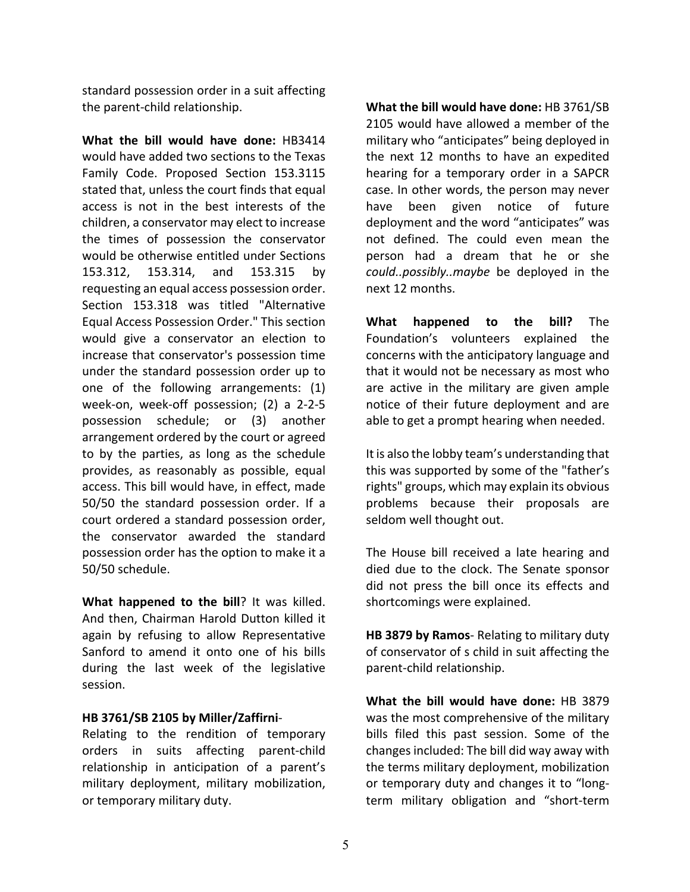standard possession order in a suit affecting the parent-child relationship.

**What the bill would have done:** HB3414 would have added two sections to the Texas Family Code. Proposed Section 153.3115 stated that, unless the court finds that equal access is not in the best interests of the children, a conservator may elect to increase the times of possession the conservator would be otherwise entitled under Sections 153.312, 153.314, and 153.315 by requesting an equal access possession order. Section 153.318 was titled "Alternative Equal Access Possession Order." This section would give a conservator an election to increase that conservator's possession time under the standard possession order up to one of the following arrangements: (1) week-on, week-off possession; (2) a 2-2-5 possession schedule; or (3) another arrangement ordered by the court or agreed to by the parties, as long as the schedule provides, as reasonably as possible, equal access. This bill would have, in effect, made 50/50 the standard possession order. If a court ordered a standard possession order, the conservator awarded the standard possession order has the option to make it a 50/50 schedule.

**What happened to the bill**? It was killed. And then, Chairman Harold Dutton killed it again by refusing to allow Representative Sanford to amend it onto one of his bills during the last week of the legislative session.

**HB 3761/SB 2105 by Miller/Zaffirni**- Relating to the rendition of temporary orders in suits affecting parent-child relationship in anticipation of a parent's military deployment, military mobilization, or temporary military duty.

**What the bill would have done:** HB 3761/SB 2105 would have allowed a member of the military who "anticipates" being deployed in the next 12 months to have an expedited hearing for a temporary order in a SAPCR case. In other words, the person may never have been given notice of future deployment and the word "anticipates" was not defined. The could even mean the person had a dream that he or she *could..possibly..maybe* be deployed in the next 12 months.

**What happened to the bill?** The Foundation's volunteers explained the concerns with the anticipatory language and that it would not be necessary as most who are active in the military are given ample notice of their future deployment and are able to get a prompt hearing when needed.

It is also the lobby team's understanding that this was supported by some of the "father's rights" groups, which may explain its obvious problems because their proposals are seldom well thought out.

The House bill received a late hearing and died due to the clock. The Senate sponsor did not press the bill once its effects and shortcomings were explained.

**HB 3879 by Ramos**- Relating to military duty of conservator of s child in suit affecting the parent-child relationship.

**What the bill would have done:** HB 3879 was the most comprehensive of the military bills filed this past session. Some of the changes included: The bill did way away with the terms military deployment, mobilization or temporary duty and changes it to "long-term military obligation and "short-term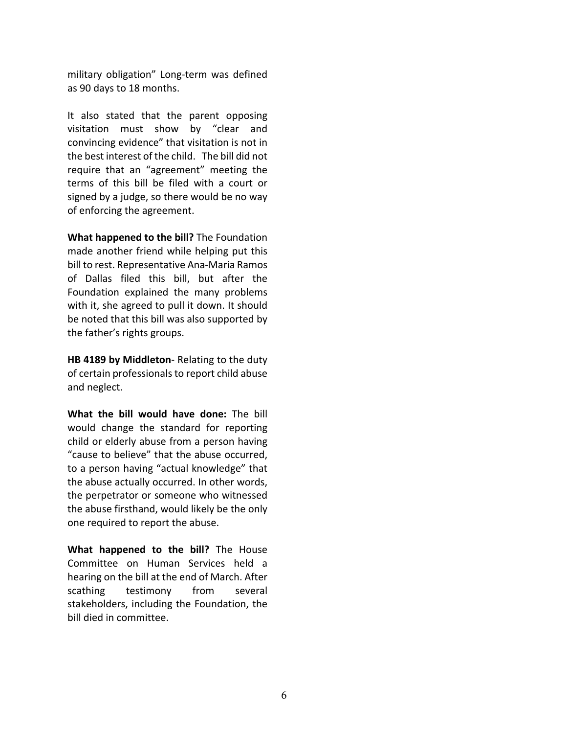military obligation" Long-term was defined as 90 days to 18 months.

It also stated that the parent opposing visitation must show by "clear and convincing evidence" that visitation is not in the best interest of the child. The bill did not require that an "agreement" meeting the terms of this bill be filed with a court or signed by a judge, so there would be no way of enforcing the agreement.

**What happened to the bill?** The Foundation made another friend while helping put this bill to rest. Representative Ana-Maria Ramos of Dallas filed this bill, but after the Foundation explained the many problems with it, she agreed to pull it down. It should be noted that this bill was also supported by the father's rights groups.

**HB 4189 by Middleton**- Relating to the duty of certain professionals to report child abuse and neglect.

**What the bill would have done:** The bill would change the standard for reporting child or elderly abuse from a person having "cause to believe" that the abuse occurred, to a person having "actual knowledge" that the abuse actually occurred. In other words, the perpetrator or someone who witnessed the abuse firsthand, would likely be the only one required to report the abuse.

**What happened to the bill?** The House Committee on Human Services held a hearing on the bill at the end of March. After scathing testimony from several stakeholders, including the Foundation, the bill died in committee.